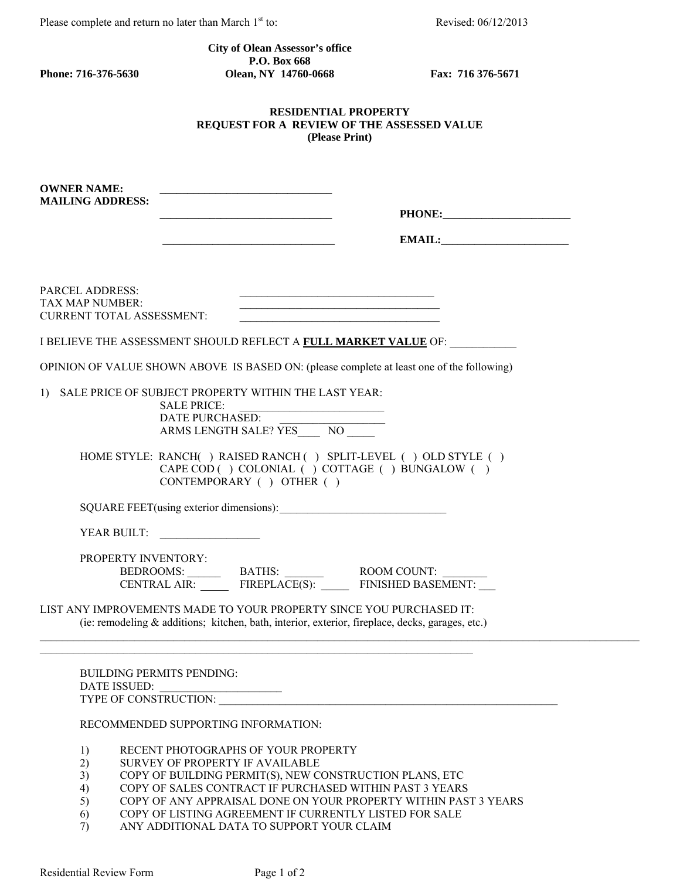Please complete and return no later than March 1st to: Revised: 06/12/2013

**City of Olean Assessor's office**
**P.O. Box 668**
**Olean, NY 14760-0668**

**Phone: 716-376-5630** **Fax: 716 376-5671**

## RESIDENTIAL PROPERTY
## REQUEST FOR A REVIEW OF THE ASSESSED VALUE
**(Please Print)**

**OWNER NAME:** ______________________________

**MAILING ADDRESS:** ______________________________ **PHONE:**______________________

______________________________ **EMAIL:**______________________

PARCEL ADDRESS: ___________________________________

TAX MAP NUMBER: ___________________________________

CURRENT TOTAL ASSESSMENT: ___________________________________

I BELIEVE THE ASSESSMENT SHOULD REFLECT A **FULL MARKET VALUE** OF: ____________

OPINION OF VALUE SHOWN ABOVE IS BASED ON: (please complete at least one of the following)

1) SALE PRICE OF SUBJECT PROPERTY WITHIN THE LAST YEAR:
   - SALE PRICE: __________________________
   - DATE PURCHASED: __________________
   - ARMS LENGTH SALE? YES____ NO _____

HOME STYLE: RANCH( ) RAISED RANCH ( ) SPLIT-LEVEL ( ) OLD STYLE ( ) CAPE COD ( ) COLONIAL ( ) COTTAGE ( ) BUNGALOW ( ) CONTEMPORARY ( ) OTHER ( )

SQUARE FEET(using exterior dimensions):______________________________

YEAR BUILT: __________________

PROPERTY INVENTORY:
- BEDROOMS: ______ BATHS: _______ ROOM COUNT: ________
- CENTRAL AIR: _____ FIREPLACE(S): _____ FINISHED BASEMENT: ___

LIST ANY IMPROVEMENTS MADE TO YOUR PROPERTY SINCE YOU PURCHASED IT:
(ie: remodeling & additions; kitchen, bath, interior, exterior, fireplace, decks, garages, etc.)

______________________________________________________________________________________________

______________________________________________________________________________

BUILDING PERMITS PENDING:
DATE ISSUED: ______________________
TYPE OF CONSTRUCTION: _________________________________________________________________

RECOMMENDED SUPPORTING INFORMATION:

1) RECENT PHOTOGRAPHS OF YOUR PROPERTY
2) SURVEY OF PROPERTY IF AVAILABLE
3) COPY OF BUILDING PERMIT(S), NEW CONSTRUCTION PLANS, ETC
4) COPY OF SALES CONTRACT IF PURCHASED WITHIN PAST 3 YEARS
5) COPY OF ANY APPRAISAL DONE ON YOUR PROPERTY WITHIN PAST 3 YEARS
6) COPY OF LISTING AGREEMENT IF CURRENTLY LISTED FOR SALE
7) ANY ADDITIONAL DATA TO SUPPORT YOUR CLAIM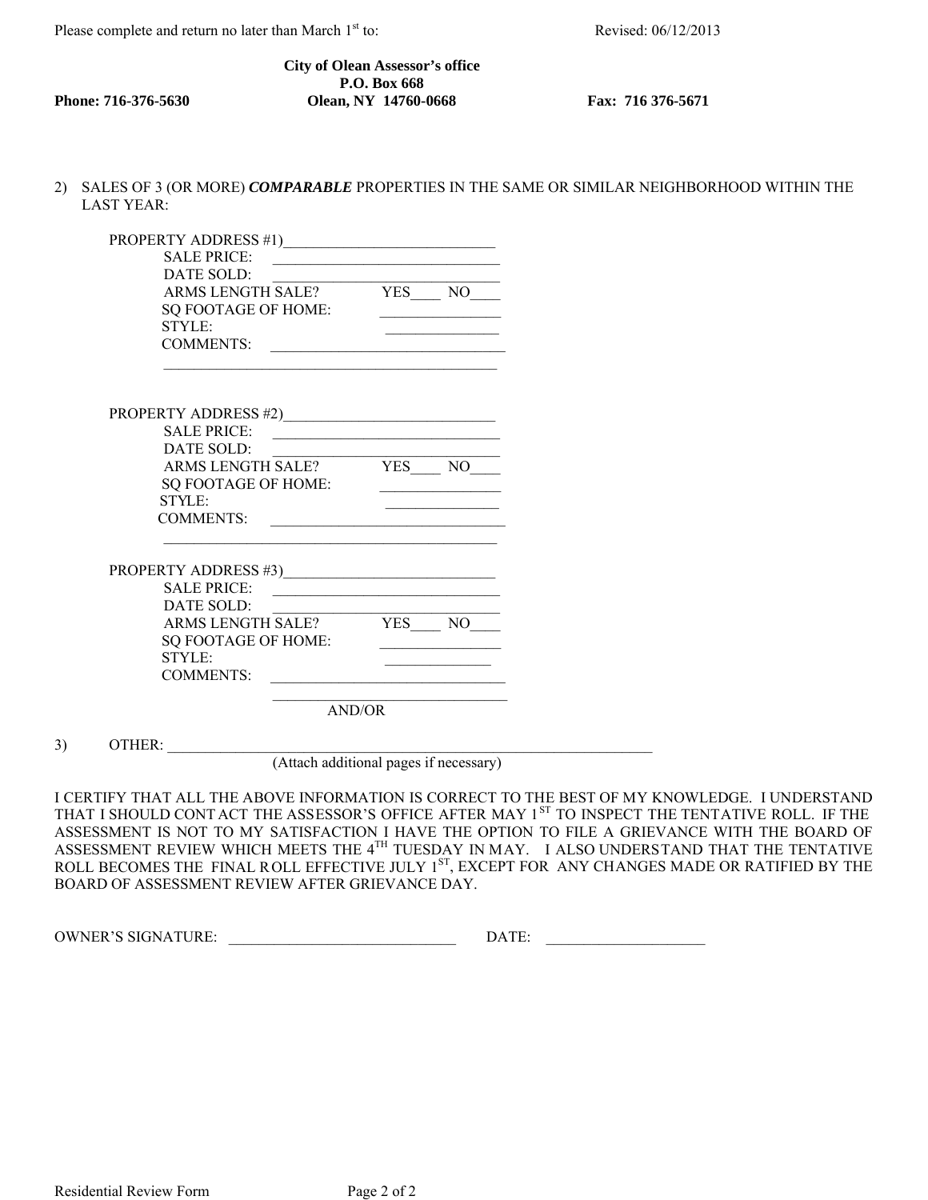Please complete and return no later than March 1st to: Revised: 06/12/2013

**City of Olean Assessor's office**
**P.O. Box 668**
**Olean, NY 14760-0668**

**Phone: 716-376-5630** **Fax: 716 376-5671**

2) SALES OF 3 (OR MORE) ***COMPARABLE*** PROPERTIES IN THE SAME OR SIMILAR NEIGHBORHOOD WITHIN THE LAST YEAR:

PROPERTY ADDRESS #1)____________________________
SALE PRICE: ______________________________
DATE SOLD: ______________________________
ARMS LENGTH SALE? YES____ NO____
SQ FOOTAGE OF HOME: ________________
STYLE: _______________
COMMENTS: ________________________________
_____________________________________________

PROPERTY ADDRESS #2)____________________________
SALE PRICE: ______________________________
DATE SOLD: ______________________________
ARMS LENGTH SALE? YES____ NO____
SQ FOOTAGE OF HOME: ________________
STYLE: _______________
COMMENTS: ________________________________
_____________________________________________

PROPERTY ADDRESS #3)____________________________
SALE PRICE: ______________________________
DATE SOLD: ______________________________
ARMS LENGTH SALE? YES____ NO____
SQ FOOTAGE OF HOME: ________________
STYLE: ______________
COMMENTS: ________________________________
________________________________

AND/OR

3) OTHER: _______________________________________________________________
(Attach additional pages if necessary)

I CERTIFY THAT ALL THE ABOVE INFORMATION IS CORRECT TO THE BEST OF MY KNOWLEDGE. I UNDERSTAND THAT I SHOULD CONTACT THE ASSESSOR'S OFFICE AFTER MAY 1ST TO INSPECT THE TENTATIVE ROLL. IF THE ASSESSMENT IS NOT TO MY SATISFACTION I HAVE THE OPTION TO FILE A GRIEVANCE WITH THE BOARD OF ASSESSMENT REVIEW WHICH MEETS THE 4TH TUESDAY IN MAY. I ALSO UNDERSTAND THAT THE TENTATIVE ROLL BECOMES THE FINAL ROLL EFFECTIVE JULY 1ST, EXCEPT FOR ANY CHANGES MADE OR RATIFIED BY THE BOARD OF ASSESSMENT REVIEW AFTER GRIEVANCE DAY.

OWNER'S SIGNATURE: ______________________________ DATE: _____________________

Residential Review Form